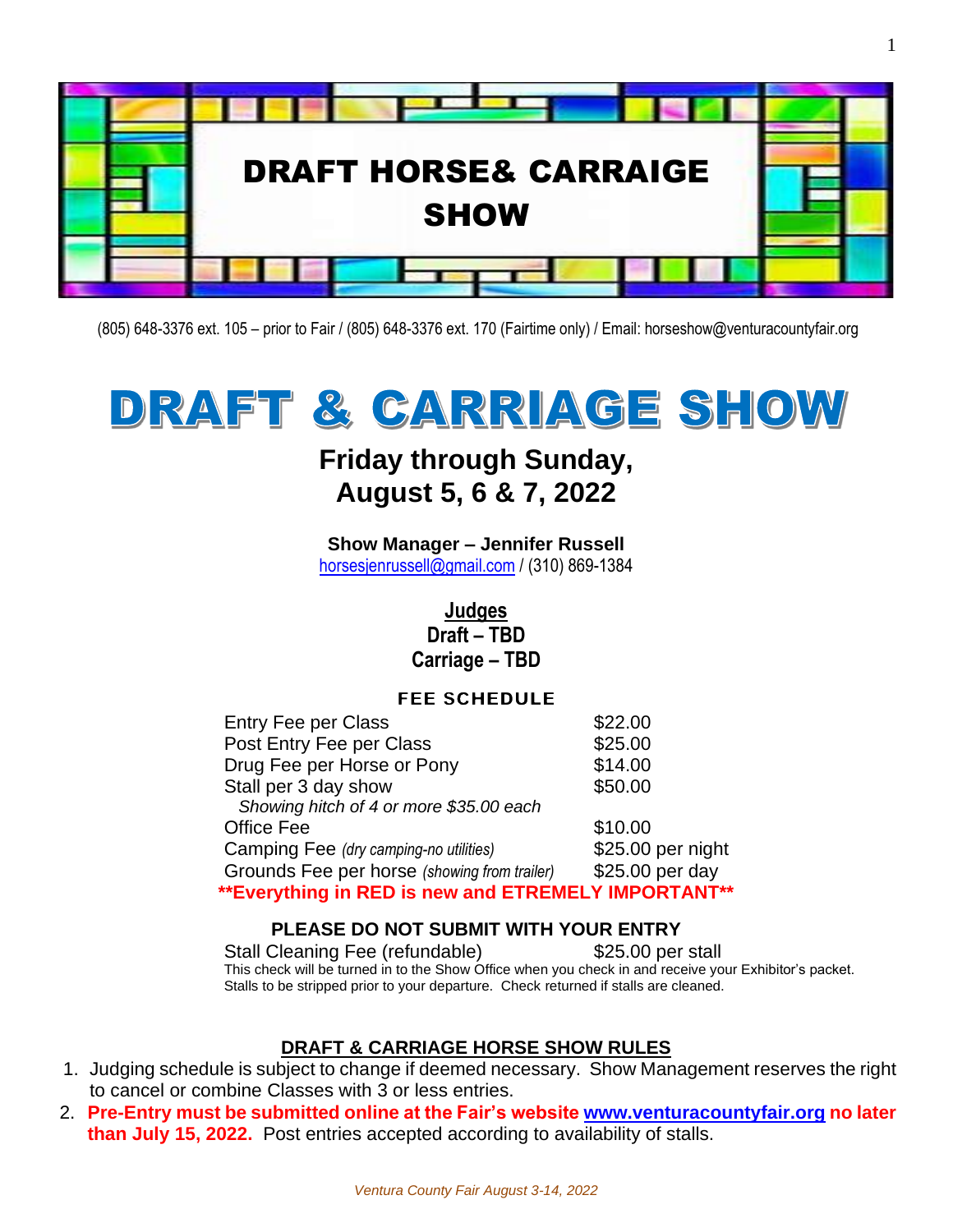# DRAFT HORSE& CARRAIGE SHOW

(805) 648-3376 ext. 105 – prior to Fair / (805) 648-3376 ext. 170 (Fairtime only) / Email: horseshow@venturacountyfair.org

# DRAFT & CARRIAGE SHOW

## Friday through Sunday, August 5, 6 & 7, 2022

**Show Manager – Jennifer Russell**
horsesjenrussell@gmail.com / (310) 869-1384

**Judges**
**Draft – TBD**
**Carriage – TBD**

### FEE SCHEDULE

| | |
|---|---|
| Entry Fee per Class | $22.00 |
| Post Entry Fee per Class | $25.00 |
| Drug Fee per Horse or Pony | $14.00 |
| Stall per 3 day show | $50.00 |
| *Showing hitch of 4 or more $35.00 each* | |
| Office Fee | $10.00 |
| Camping Fee *(dry camping-no utilities)* | $25.00 per night |
| Grounds Fee per horse *(showing from trailer)* | $25.00 per day |

**\*\*Everything in RED is new and ETREMELY IMPORTANT\*\***

**PLEASE DO NOT SUBMIT WITH YOUR ENTRY**

Stall Cleaning Fee (refundable) $25.00 per stall
This check will be turned in to the Show Office when you check in and receive your Exhibitor's packet. Stalls to be stripped prior to your departure. Check returned if stalls are cleaned.

### DRAFT & CARRIAGE HORSE SHOW RULES

1. Judging schedule is subject to change if deemed necessary. Show Management reserves the right to cancel or combine Classes with 3 or less entries.
2. **Pre-Entry must be submitted online at the Fair's website www.venturacountyfair.org no later than July 15, 2022.** Post entries accepted according to availability of stalls.

*Ventura County Fair August 3-14, 2022*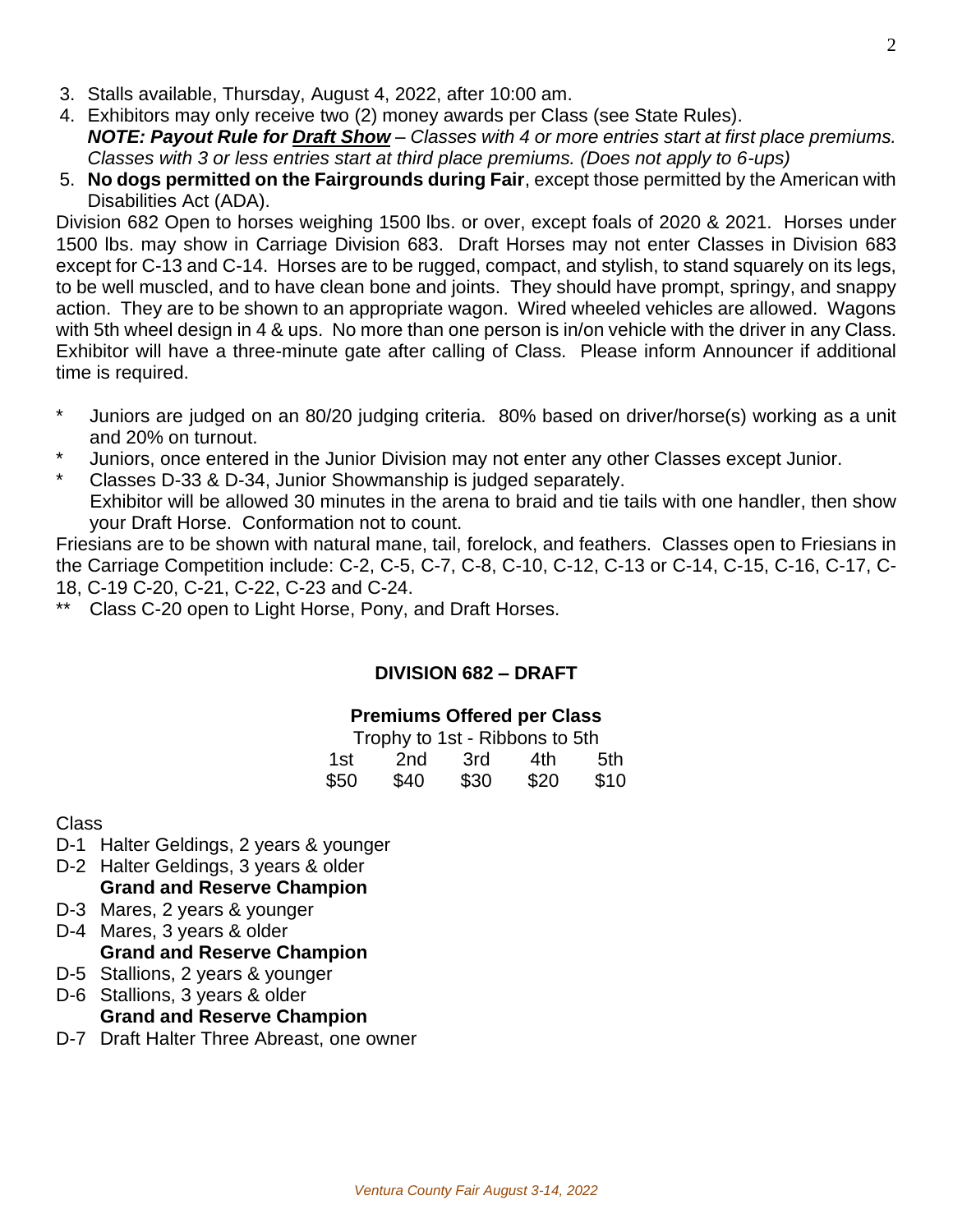3. Stalls available, Thursday, August 4, 2022, after 10:00 am.
4. Exhibitors may only receive two (2) money awards per Class (see State Rules).
   ***NOTE: Payout Rule for <u>Draft Show</u>*** *– Classes with 4 or more entries start at first place premiums. Classes with 3 or less entries start at third place premiums. (Does not apply to 6-ups)*
5. **No dogs permitted on the Fairgrounds during Fair**, except those permitted by the American with Disabilities Act (ADA).

Division 682 Open to horses weighing 1500 lbs. or over, except foals of 2020 & 2021. Horses under 1500 lbs. may show in Carriage Division 683. Draft Horses may not enter Classes in Division 683 except for C-13 and C-14. Horses are to be rugged, compact, and stylish, to stand squarely on its legs, to be well muscled, and to have clean bone and joints. They should have prompt, springy, and snappy action. They are to be shown to an appropriate wagon. Wired wheeled vehicles are allowed. Wagons with 5th wheel design in 4 & ups. No more than one person is in/on vehicle with the driver in any Class. Exhibitor will have a three-minute gate after calling of Class. Please inform Announcer if additional time is required.

\* Juniors are judged on an 80/20 judging criteria. 80% based on driver/horse(s) working as a unit and 20% on turnout.

\* Juniors, once entered in the Junior Division may not enter any other Classes except Junior.

\* Classes D-33 & D-34, Junior Showmanship is judged separately. Exhibitor will be allowed 30 minutes in the arena to braid and tie tails with one handler, then show your Draft Horse. Conformation not to count.

Friesians are to be shown with natural mane, tail, forelock, and feathers. Classes open to Friesians in the Carriage Competition include: C-2, C-5, C-7, C-8, C-10, C-12, C-13 or C-14, C-15, C-16, C-17, C-18, C-19 C-20, C-21, C-22, C-23 and C-24.

\*\* Class C-20 open to Light Horse, Pony, and Draft Horses.

## DIVISION 682 – DRAFT

### Premiums Offered per Class

Trophy to 1st - Ribbons to 5th

| 1st | 2nd | 3rd | 4th | 5th |
|---|---|---|---|---|
| $50 | $40 | $30 | $20 | $10 |

Class

- D-1 Halter Geldings, 2 years & younger
- D-2 Halter Geldings, 3 years & older
  **Grand and Reserve Champion**
- D-3 Mares, 2 years & younger
- D-4 Mares, 3 years & older
  **Grand and Reserve Champion**
- D-5 Stallions, 2 years & younger
- D-6 Stallions, 3 years & older
  **Grand and Reserve Champion**
- D-7 Draft Halter Three Abreast, one owner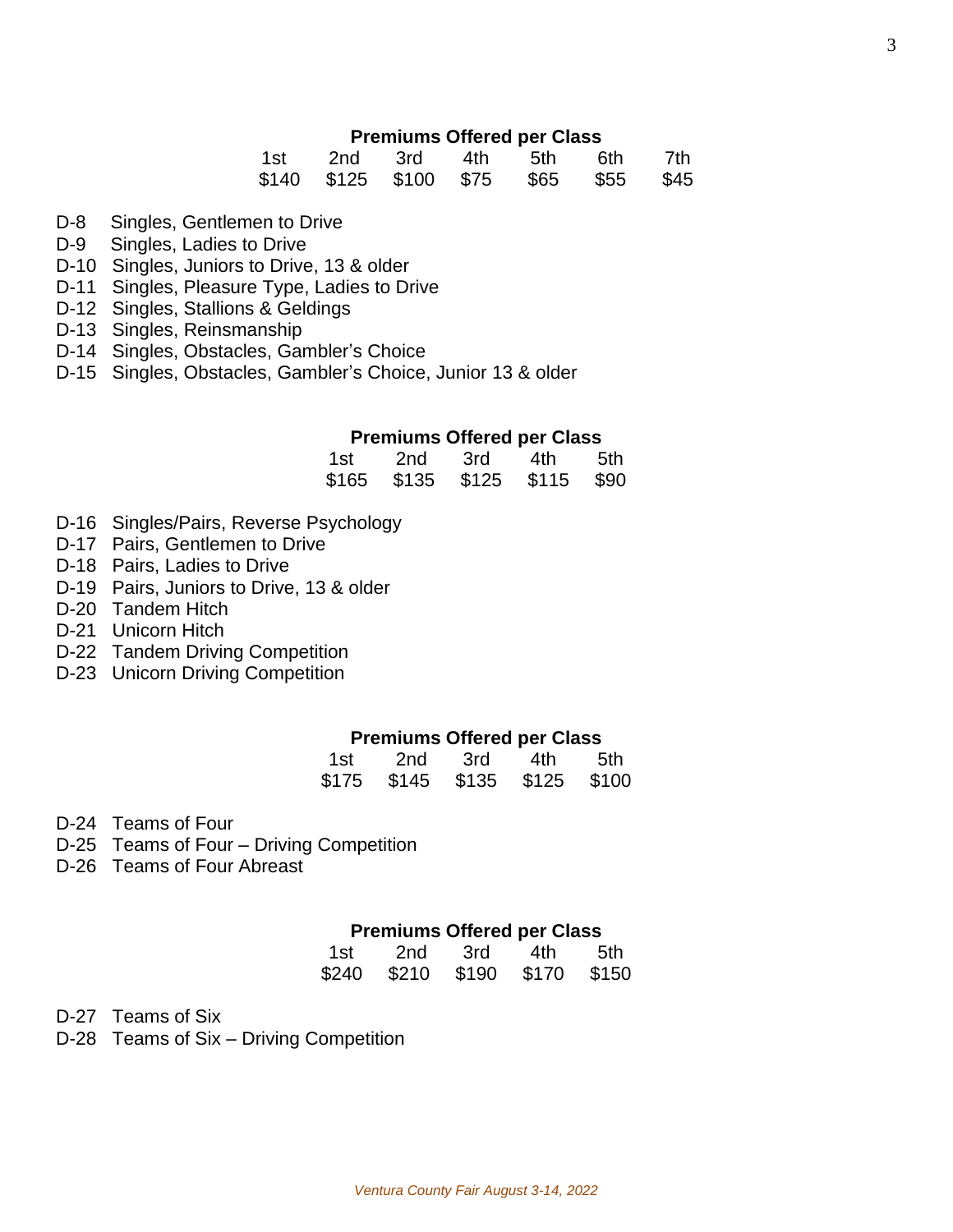**Premiums Offered per Class**

| 1st | 2nd | 3rd | 4th | 5th | 6th | 7th |
| --- | --- | --- | --- | --- | --- | --- |
| $140 | $125 | $100 | $75 | $65 | $55 | $45 |

D-8 Singles, Gentlemen to Drive
D-9 Singles, Ladies to Drive
D-10 Singles, Juniors to Drive, 13 & older
D-11 Singles, Pleasure Type, Ladies to Drive
D-12 Singles, Stallions & Geldings
D-13 Singles, Reinsmanship
D-14 Singles, Obstacles, Gambler's Choice
D-15 Singles, Obstacles, Gambler's Choice, Junior 13 & older

**Premiums Offered per Class**

| 1st | 2nd | 3rd | 4th | 5th |
| --- | --- | --- | --- | --- |
| $165 | $135 | $125 | $115 | $90 |

D-16 Singles/Pairs, Reverse Psychology
D-17 Pairs, Gentlemen to Drive
D-18 Pairs, Ladies to Drive
D-19 Pairs, Juniors to Drive, 13 & older
D-20 Tandem Hitch
D-21 Unicorn Hitch
D-22 Tandem Driving Competition
D-23 Unicorn Driving Competition

**Premiums Offered per Class**

| 1st | 2nd | 3rd | 4th | 5th |
| --- | --- | --- | --- | --- |
| $175 | $145 | $135 | $125 | $100 |

D-24 Teams of Four
D-25 Teams of Four – Driving Competition
D-26 Teams of Four Abreast

**Premiums Offered per Class**

| 1st | 2nd | 3rd | 4th | 5th |
| --- | --- | --- | --- | --- |
| $240 | $210 | $190 | $170 | $150 |

D-27 Teams of Six
D-28 Teams of Six – Driving Competition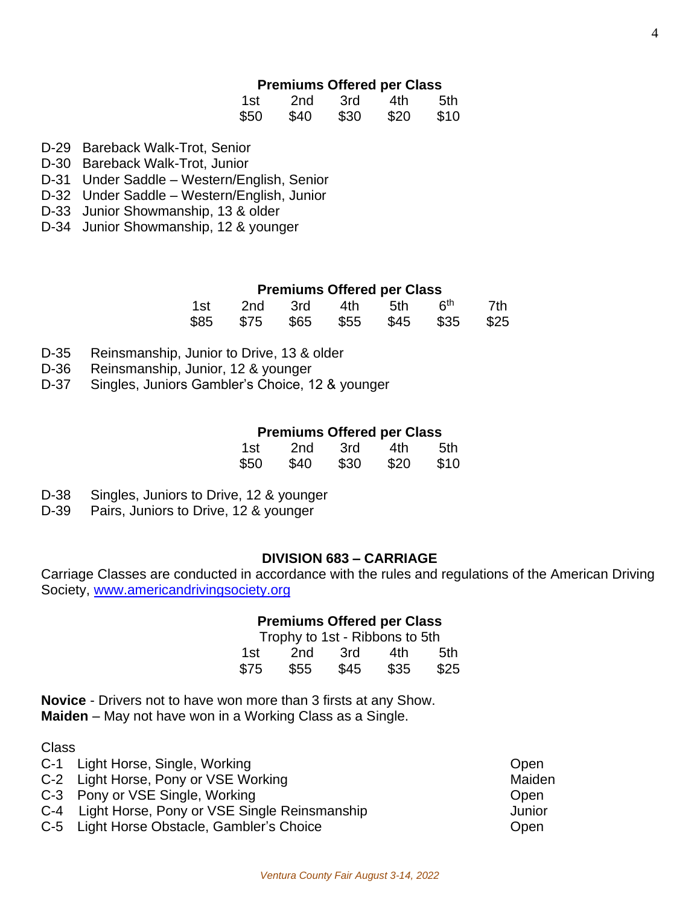**Premiums Offered per Class**

| 1st | 2nd | 3rd | 4th | 5th |
|---|---|---|---|---|
| $50 | $40 | $30 | $20 | $10 |

- D-29 Bareback Walk-Trot, Senior
- D-30 Bareback Walk-Trot, Junior
- D-31 Under Saddle – Western/English, Senior
- D-32 Under Saddle – Western/English, Junior
- D-33 Junior Showmanship, 13 & older
- D-34 Junior Showmanship, 12 & younger

**Premiums Offered per Class**

| 1st | 2nd | 3rd | 4th | 5th | 6th | 7th |
|---|---|---|---|---|---|---|
| $85 | $75 | $65 | $55 | $45 | $35 | $25 |

- D-35 Reinsmanship, Junior to Drive, 13 & older
- D-36 Reinsmanship, Junior, 12 & younger
- D-37 Singles, Juniors Gambler's Choice, 12 & younger

**Premiums Offered per Class**

| 1st | 2nd | 3rd | 4th | 5th |
|---|---|---|---|---|
| $50 | $40 | $30 | $20 | $10 |

- D-38 Singles, Juniors to Drive, 12 & younger
- D-39 Pairs, Juniors to Drive, 12 & younger

## DIVISION 683 – CARRIAGE

Carriage Classes are conducted in accordance with the rules and regulations of the American Driving Society, www.americandrivingsociety.org

**Premiums Offered per Class**

Trophy to 1st - Ribbons to 5th

| 1st | 2nd | 3rd | 4th | 5th |
|---|---|---|---|---|
| $75 | $55 | $45 | $35 | $25 |

**Novice** - Drivers not to have won more than 3 firsts at any Show.
**Maiden** – May not have won in a Working Class as a Single.

| Class | | |
|---|---|---|
| C-1 | Light Horse, Single, Working | Open |
| C-2 | Light Horse, Pony or VSE Working | Maiden |
| C-3 | Pony or VSE Single, Working | Open |
| C-4 | Light Horse, Pony or VSE Single Reinsmanship | Junior |
| C-5 | Light Horse Obstacle, Gambler's Choice | Open |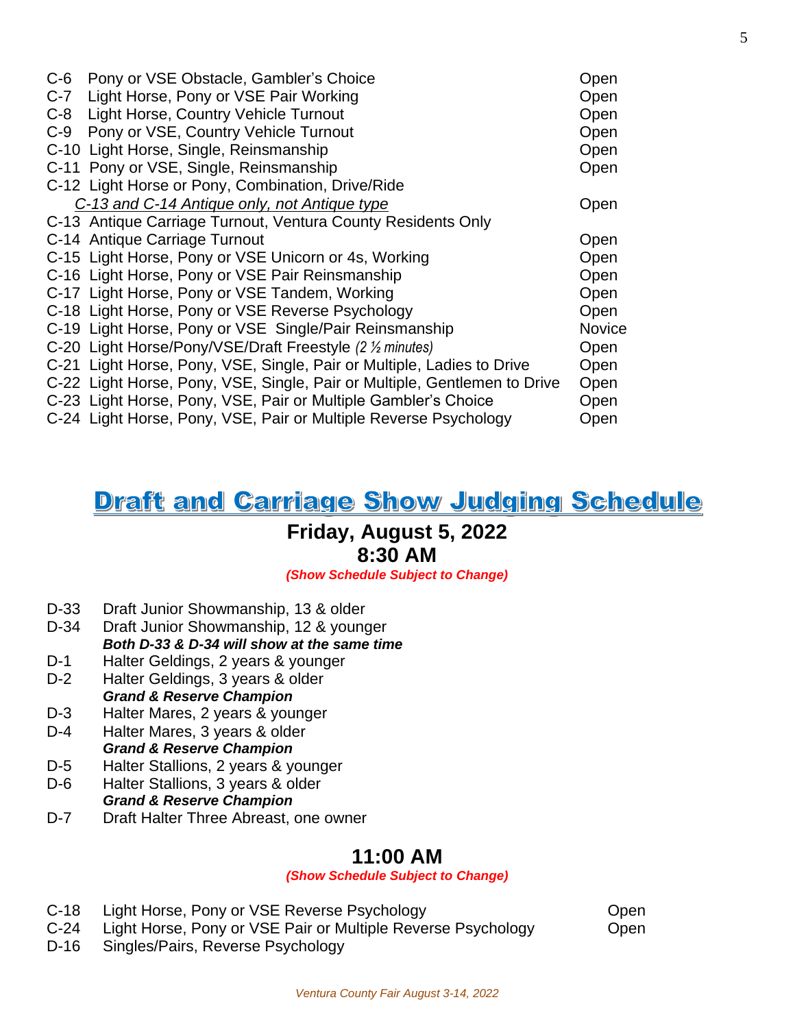| Class | Description | Division |
|---|---|---|
| C-6 | Pony or VSE Obstacle, Gambler's Choice | Open |
| C-7 | Light Horse, Pony or VSE Pair Working | Open |
| C-8 | Light Horse, Country Vehicle Turnout | Open |
| C-9 | Pony or VSE, Country Vehicle Turnout | Open |
| C-10 | Light Horse, Single, Reinsmanship | Open |
| C-11 | Pony or VSE, Single, Reinsmanship | Open |
| C-12 | Light Horse or Pony, Combination, Drive/Ride | |
| | *C-13 and C-14 Antique only, not Antique type* | Open |
| C-13 | Antique Carriage Turnout, Ventura County Residents Only | |
| C-14 | Antique Carriage Turnout | Open |
| C-15 | Light Horse, Pony or VSE Unicorn or 4s, Working | Open |
| C-16 | Light Horse, Pony or VSE Pair Reinsmanship | Open |
| C-17 | Light Horse, Pony or VSE Tandem, Working | Open |
| C-18 | Light Horse, Pony or VSE Reverse Psychology | Open |
| C-19 | Light Horse, Pony or VSE Single/Pair Reinsmanship | Novice |
| C-20 | Light Horse/Pony/VSE/Draft Freestyle *(2 ½ minutes)* | Open |
| C-21 | Light Horse, Pony, VSE, Single, Pair or Multiple, Ladies to Drive | Open |
| C-22 | Light Horse, Pony, VSE, Single, Pair or Multiple, Gentlemen to Drive | Open |
| C-23 | Light Horse, Pony, VSE, Pair or Multiple Gambler's Choice | Open |
| C-24 | Light Horse, Pony, VSE, Pair or Multiple Reverse Psychology | Open |

# Draft and Carriage Show Judging Schedule

## Friday, August 5, 2022
## 8:30 AM

***(Show Schedule Subject to Change)***

D-33 Draft Junior Showmanship, 13 & older
D-34 Draft Junior Showmanship, 12 & younger
***Both D-33 & D-34 will show at the same time***
D-1 Halter Geldings, 2 years & younger
D-2 Halter Geldings, 3 years & older
***Grand & Reserve Champion***
D-3 Halter Mares, 2 years & younger
D-4 Halter Mares, 3 years & older
***Grand & Reserve Champion***
D-5 Halter Stallions, 2 years & younger
D-6 Halter Stallions, 3 years & older
***Grand & Reserve Champion***
D-7 Draft Halter Three Abreast, one owner

## 11:00 AM

***(Show Schedule Subject to Change)***

| Class | Description | Division |
|---|---|---|
| C-18 | Light Horse, Pony or VSE Reverse Psychology | Open |
| C-24 | Light Horse, Pony or VSE Pair or Multiple Reverse Psychology | Open |
| D-16 | Singles/Pairs, Reverse Psychology | |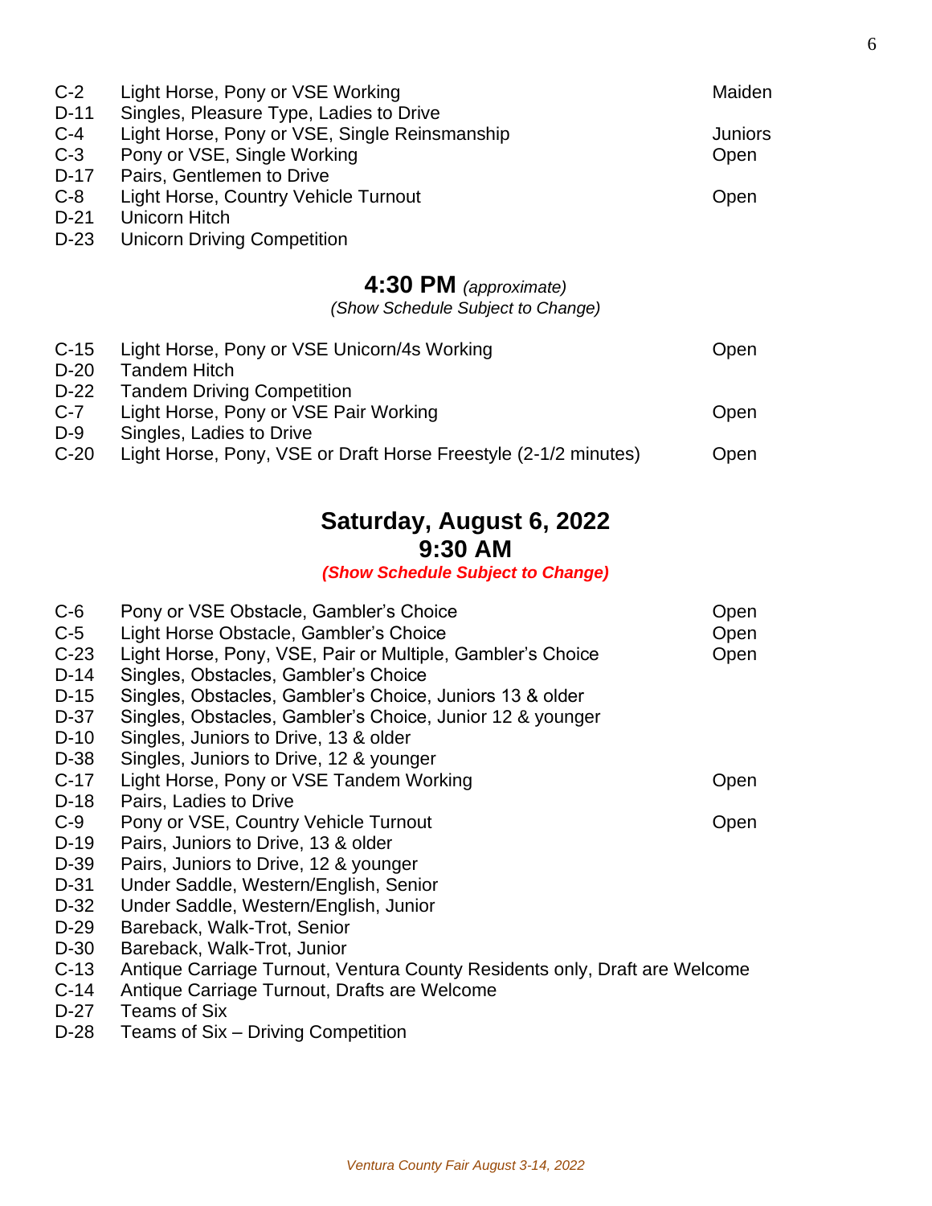| | | |
|---|---|---|
| C-2 | Light Horse, Pony or VSE Working | Maiden |
| D-11 | Singles, Pleasure Type, Ladies to Drive | |
| C-4 | Light Horse, Pony or VSE, Single Reinsmanship | Juniors |
| C-3 | Pony or VSE, Single Working | Open |
| D-17 | Pairs, Gentlemen to Drive | |
| C-8 | Light Horse, Country Vehicle Turnout | Open |
| D-21 | Unicorn Hitch | |
| D-23 | Unicorn Driving Competition | |

## 4:30 PM *(approximate)*

*(Show Schedule Subject to Change)*

| | | |
|---|---|---|
| C-15 | Light Horse, Pony or VSE Unicorn/4s Working | Open |
| D-20 | Tandem Hitch | |
| D-22 | Tandem Driving Competition | |
| C-7 | Light Horse, Pony or VSE Pair Working | Open |
| D-9 | Singles, Ladies to Drive | |
| C-20 | Light Horse, Pony, VSE or Draft Horse Freestyle (2-1/2 minutes) | Open |

## Saturday, August 6, 2022
## 9:30 AM

***(Show Schedule Subject to Change)***

| | | |
|---|---|---|
| C-6 | Pony or VSE Obstacle, Gambler's Choice | Open |
| C-5 | Light Horse Obstacle, Gambler's Choice | Open |
| C-23 | Light Horse, Pony, VSE, Pair or Multiple, Gambler's Choice | Open |
| D-14 | Singles, Obstacles, Gambler's Choice | |
| D-15 | Singles, Obstacles, Gambler's Choice, Juniors 13 & older | |
| D-37 | Singles, Obstacles, Gambler's Choice, Junior 12 & younger | |
| D-10 | Singles, Juniors to Drive, 13 & older | |
| D-38 | Singles, Juniors to Drive, 12 & younger | |
| C-17 | Light Horse, Pony or VSE Tandem Working | Open |
| D-18 | Pairs, Ladies to Drive | |
| C-9 | Pony or VSE, Country Vehicle Turnout | Open |
| D-19 | Pairs, Juniors to Drive, 13 & older | |
| D-39 | Pairs, Juniors to Drive, 12 & younger | |
| D-31 | Under Saddle, Western/English, Senior | |
| D-32 | Under Saddle, Western/English, Junior | |
| D-29 | Bareback, Walk-Trot, Senior | |
| D-30 | Bareback, Walk-Trot, Junior | |
| C-13 | Antique Carriage Turnout, Ventura County Residents only, Draft are Welcome | |
| C-14 | Antique Carriage Turnout, Drafts are Welcome | |
| D-27 | Teams of Six | |
| D-28 | Teams of Six – Driving Competition | |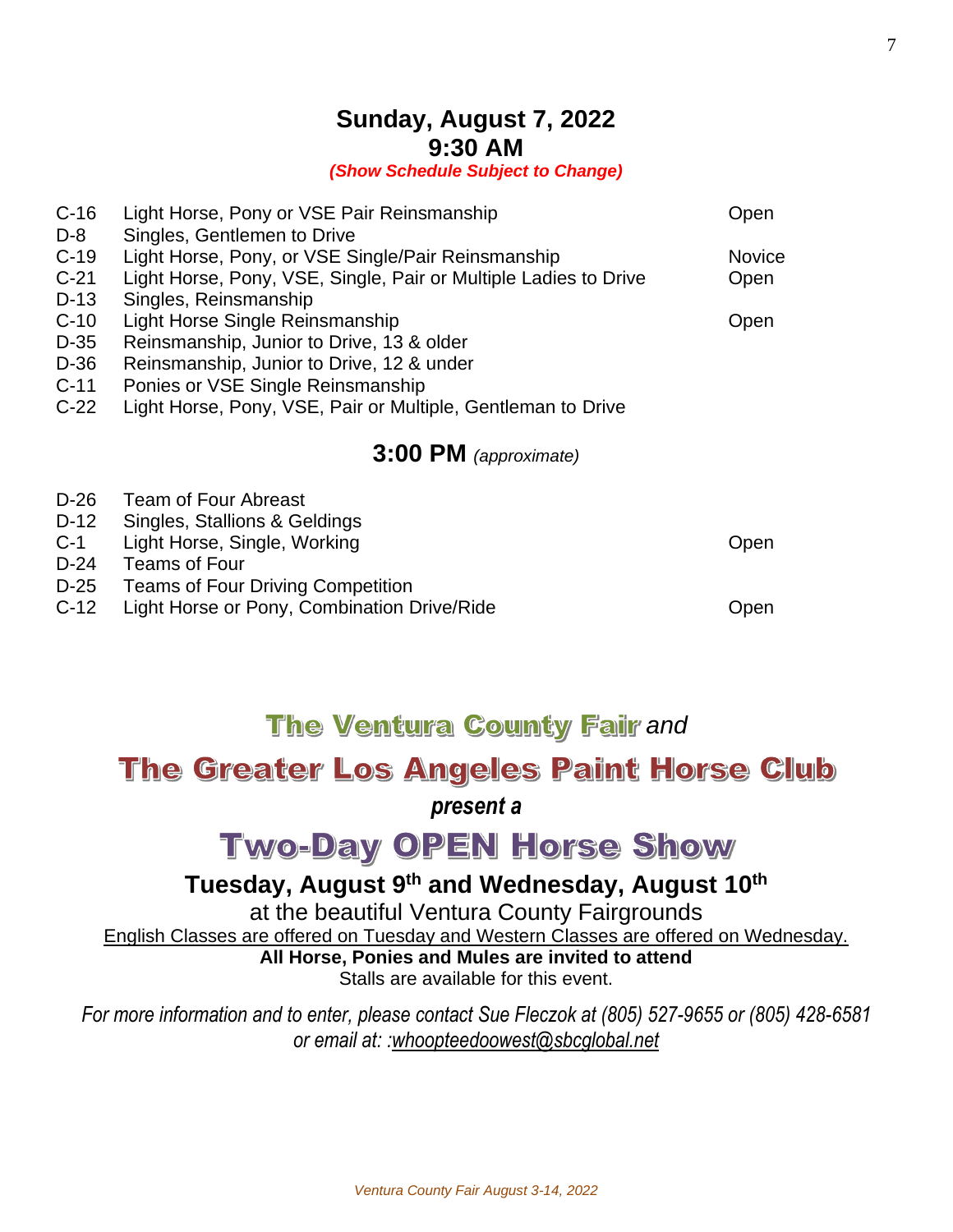## Sunday, August 7, 2022
## 9:30 AM

***(Show Schedule Subject to Change)***

| | | |
|---|---|---|
| C-16 | Light Horse, Pony or VSE Pair Reinsmanship | Open |
| D-8 | Singles, Gentlemen to Drive | |
| C-19 | Light Horse, Pony, or VSE Single/Pair Reinsmanship | Novice |
| C-21 | Light Horse, Pony, VSE, Single, Pair or Multiple Ladies to Drive | Open |
| D-13 | Singles, Reinsmanship | |
| C-10 | Light Horse Single Reinsmanship | Open |
| D-35 | Reinsmanship, Junior to Drive, 13 & older | |
| D-36 | Reinsmanship, Junior to Drive, 12 & under | |
| C-11 | Ponies or VSE Single Reinsmanship | |
| C-22 | Light Horse, Pony, VSE, Pair or Multiple, Gentleman to Drive | |

## 3:00 PM *(approximate)*

| | | |
|---|---|---|
| D-26 | Team of Four Abreast | |
| D-12 | Singles, Stallions & Geldings | |
| C-1 | Light Horse, Single, Working | Open |
| D-24 | Teams of Four | |
| D-25 | Teams of Four Driving Competition | |
| C-12 | Light Horse or Pony, Combination Drive/Ride | Open |

**The Ventura County Fair** *and*

# The Greater Los Angeles Paint Horse Club

***present a***

# Two-Day OPEN Horse Show

**Tuesday, August 9th and Wednesday, August 10th**

at the beautiful Ventura County Fairgrounds

English Classes are offered on Tuesday and Western Classes are offered on Wednesday.

**All Horse, Ponies and Mules are invited to attend**

Stalls are available for this event.

*For more information and to enter, please contact Sue Fleczok at (805) 527-9655 or (805) 428-6581 or email at: :whoopteedoowest@sbcglobal.net*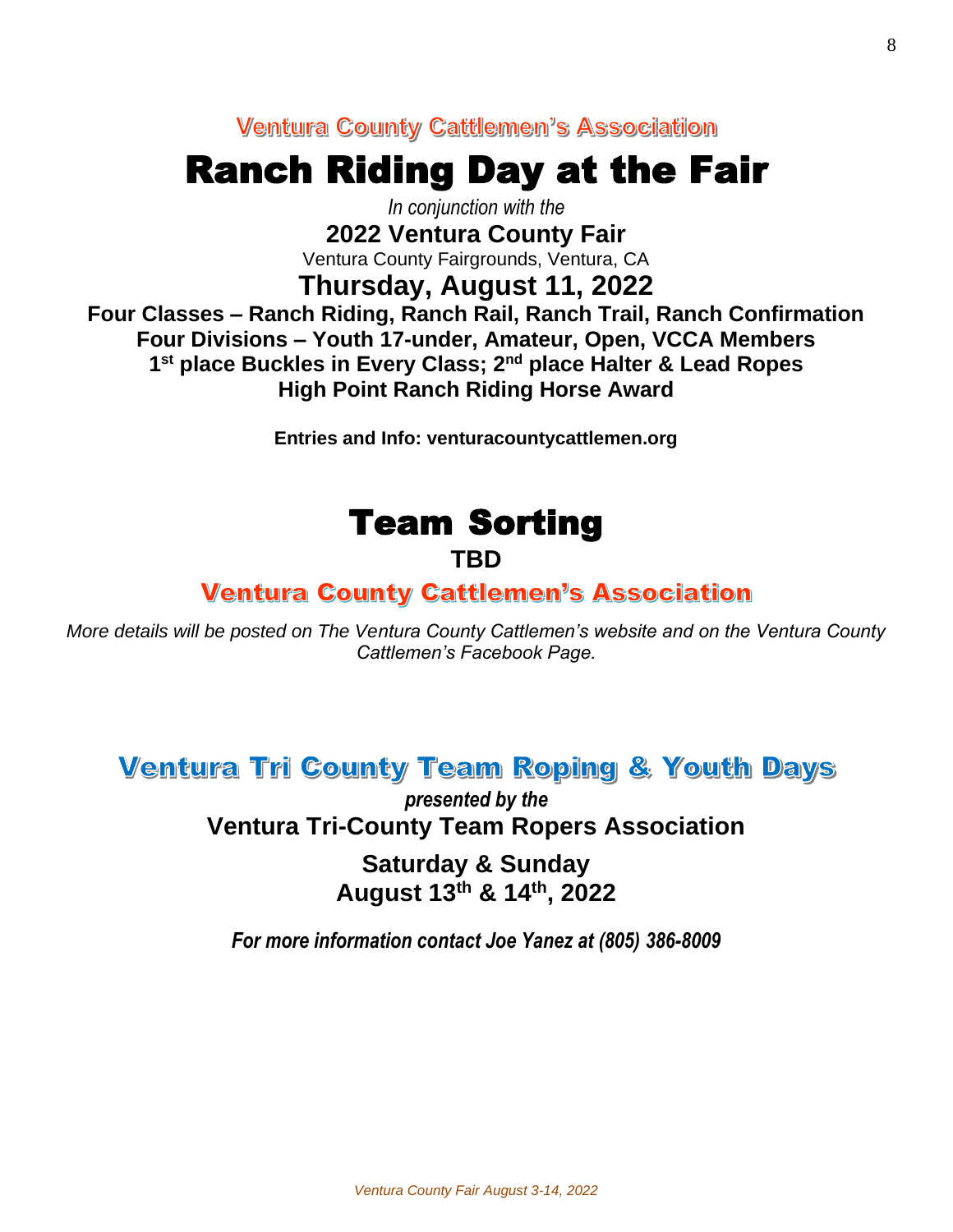**Ventura County Cattlemen's Association**

# Ranch Riding Day at the Fair

*In conjunction with the*

**2022 Ventura County Fair**

Ventura County Fairgrounds, Ventura, CA

## Thursday, August 11, 2022

**Four Classes – Ranch Riding, Ranch Rail, Ranch Trail, Ranch Confirmation**
**Four Divisions – Youth 17-under, Amateur, Open, VCCA Members**
**1st place Buckles in Every Class; 2nd place Halter & Lead Ropes**
**High Point Ranch Riding Horse Award**

**Entries and Info: venturacountycattlemen.org**

# Team Sorting

**TBD**

**Ventura County Cattlemen's Association**

*More details will be posted on The Ventura County Cattlemen's website and on the Ventura County Cattlemen's Facebook Page.*

## Ventura Tri County Team Roping & Youth Days

***presented by the***

**Ventura Tri-County Team Ropers Association**

**Saturday & Sunday**
**August 13th & 14th, 2022**

***For more information contact Joe Yanez at (805) 386-8009***